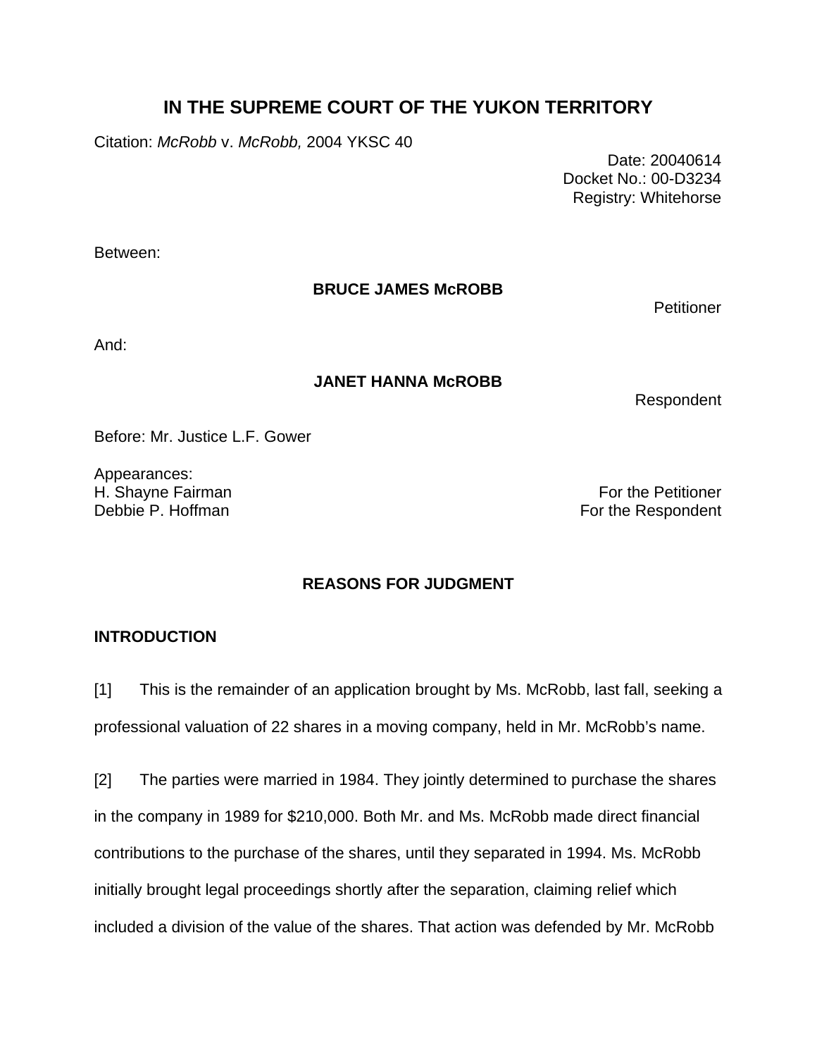# IN THE SUPREME COURT OF THE YUKON TERRITORY

Citation: *McRobb* v. *McRobb,* 2004 YKSC 40

Date: 20040614
Docket No.: 00-D3234
Registry: Whitehorse

Between:

**BRUCE JAMES McROBB**

Petitioner

And:

**JANET HANNA McROBB**

Respondent

Before: Mr. Justice L.F. Gower

Appearances:
H. Shayne Fairman — For the Petitioner
Debbie P. Hoffman — For the Respondent

## REASONS FOR JUDGMENT

### INTRODUCTION

[1] This is the remainder of an application brought by Ms. McRobb, last fall, seeking a professional valuation of 22 shares in a moving company, held in Mr. McRobb's name.

[2] The parties were married in 1984. They jointly determined to purchase the shares in the company in 1989 for $210,000. Both Mr. and Ms. McRobb made direct financial contributions to the purchase of the shares, until they separated in 1994. Ms. McRobb initially brought legal proceedings shortly after the separation, claiming relief which included a division of the value of the shares. That action was defended by Mr. McRobb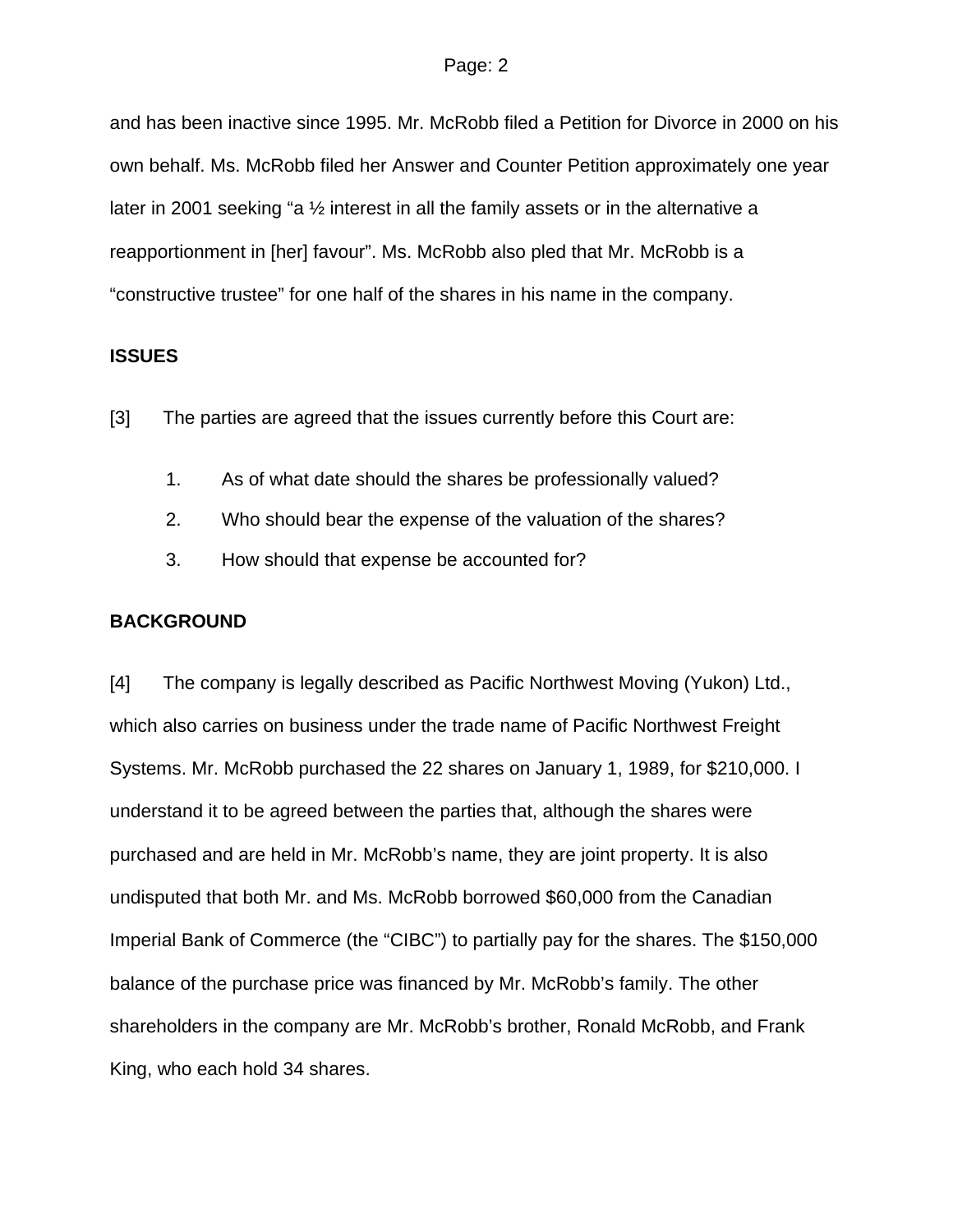and has been inactive since 1995. Mr. McRobb filed a Petition for Divorce in 2000 on his own behalf. Ms. McRobb filed her Answer and Counter Petition approximately one year later in 2001 seeking "a ½ interest in all the family assets or in the alternative a reapportionment in [her] favour". Ms. McRobb also pled that Mr. McRobb is a "constructive trustee" for one half of the shares in his name in the company.

## ISSUES

[3] The parties are agreed that the issues currently before this Court are:

1. As of what date should the shares be professionally valued?
2. Who should bear the expense of the valuation of the shares?
3. How should that expense be accounted for?

## BACKGROUND

[4] The company is legally described as Pacific Northwest Moving (Yukon) Ltd., which also carries on business under the trade name of Pacific Northwest Freight Systems. Mr. McRobb purchased the 22 shares on January 1, 1989, for $210,000. I understand it to be agreed between the parties that, although the shares were purchased and are held in Mr. McRobb's name, they are joint property. It is also undisputed that both Mr. and Ms. McRobb borrowed $60,000 from the Canadian Imperial Bank of Commerce (the "CIBC") to partially pay for the shares. The $150,000 balance of the purchase price was financed by Mr. McRobb's family. The other shareholders in the company are Mr. McRobb's brother, Ronald McRobb, and Frank King, who each hold 34 shares.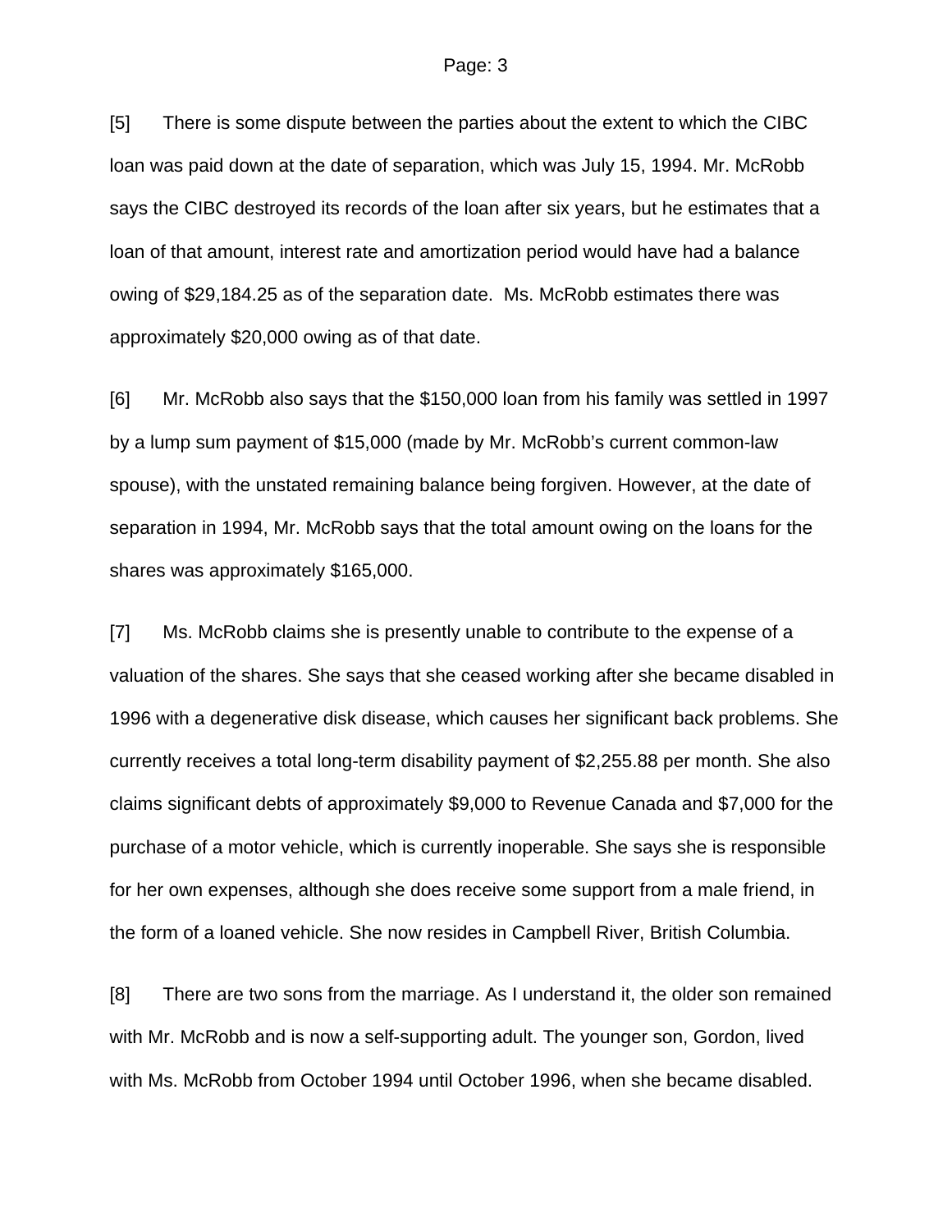[5] There is some dispute between the parties about the extent to which the CIBC loan was paid down at the date of separation, which was July 15, 1994. Mr. McRobb says the CIBC destroyed its records of the loan after six years, but he estimates that a loan of that amount, interest rate and amortization period would have had a balance owing of $29,184.25 as of the separation date. Ms. McRobb estimates there was approximately $20,000 owing as of that date.

[6] Mr. McRobb also says that the $150,000 loan from his family was settled in 1997 by a lump sum payment of $15,000 (made by Mr. McRobb's current common-law spouse), with the unstated remaining balance being forgiven. However, at the date of separation in 1994, Mr. McRobb says that the total amount owing on the loans for the shares was approximately $165,000.

[7] Ms. McRobb claims she is presently unable to contribute to the expense of a valuation of the shares. She says that she ceased working after she became disabled in 1996 with a degenerative disk disease, which causes her significant back problems. She currently receives a total long-term disability payment of $2,255.88 per month. She also claims significant debts of approximately $9,000 to Revenue Canada and $7,000 for the purchase of a motor vehicle, which is currently inoperable. She says she is responsible for her own expenses, although she does receive some support from a male friend, in the form of a loaned vehicle. She now resides in Campbell River, British Columbia.

[8] There are two sons from the marriage. As I understand it, the older son remained with Mr. McRobb and is now a self-supporting adult. The younger son, Gordon, lived with Ms. McRobb from October 1994 until October 1996, when she became disabled.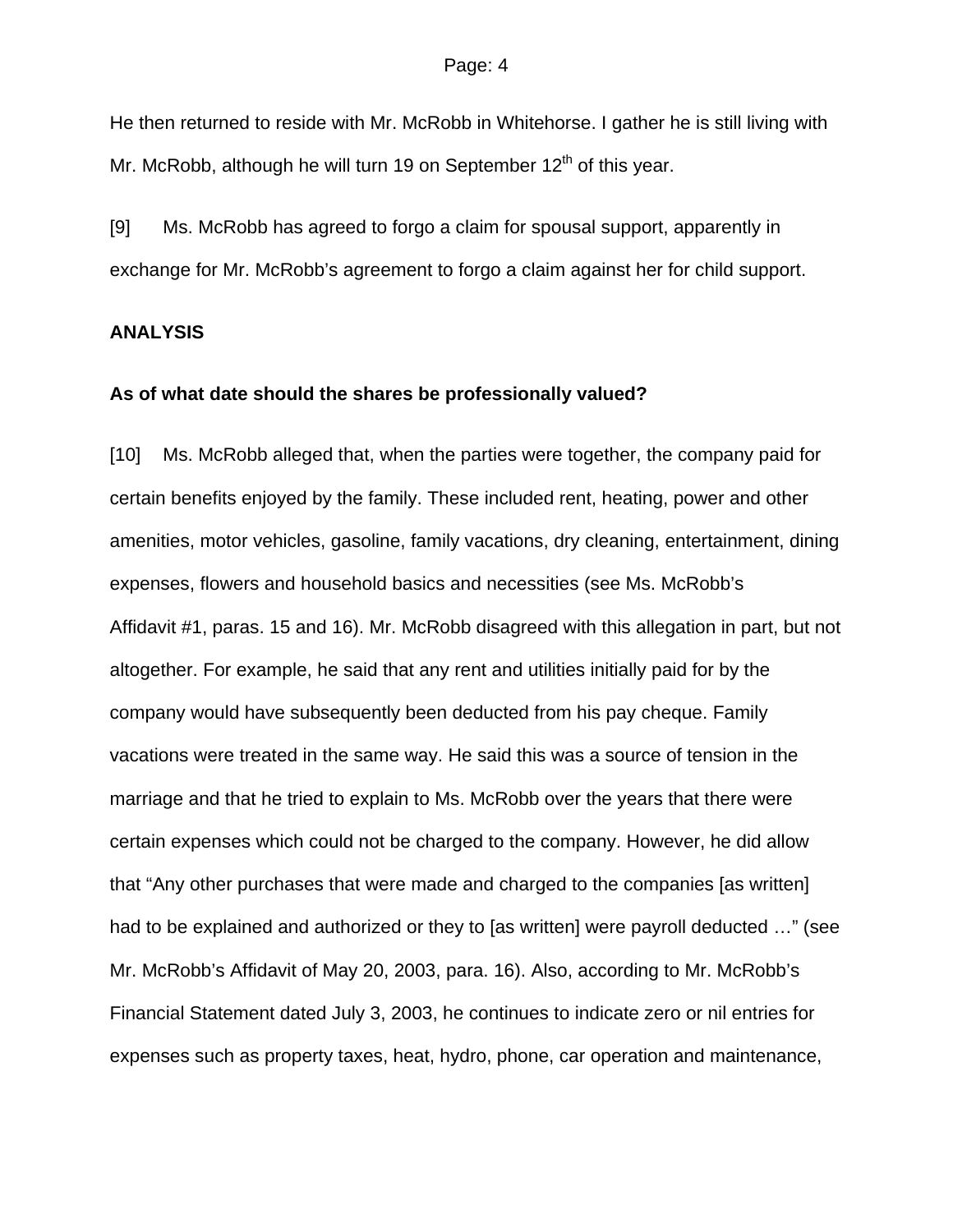He then returned to reside with Mr. McRobb in Whitehorse. I gather he is still living with Mr. McRobb, although he will turn 19 on September 12th of this year.

[9] Ms. McRobb has agreed to forgo a claim for spousal support, apparently in exchange for Mr. McRobb's agreement to forgo a claim against her for child support.

**ANALYSIS**

**As of what date should the shares be professionally valued?**

[10] Ms. McRobb alleged that, when the parties were together, the company paid for certain benefits enjoyed by the family. These included rent, heating, power and other amenities, motor vehicles, gasoline, family vacations, dry cleaning, entertainment, dining expenses, flowers and household basics and necessities (see Ms. McRobb's Affidavit #1, paras. 15 and 16). Mr. McRobb disagreed with this allegation in part, but not altogether. For example, he said that any rent and utilities initially paid for by the company would have subsequently been deducted from his pay cheque. Family vacations were treated in the same way. He said this was a source of tension in the marriage and that he tried to explain to Ms. McRobb over the years that there were certain expenses which could not be charged to the company. However, he did allow that "Any other purchases that were made and charged to the companies [as written] had to be explained and authorized or they to [as written] were payroll deducted …" (see Mr. McRobb's Affidavit of May 20, 2003, para. 16). Also, according to Mr. McRobb's Financial Statement dated July 3, 2003, he continues to indicate zero or nil entries for expenses such as property taxes, heat, hydro, phone, car operation and maintenance,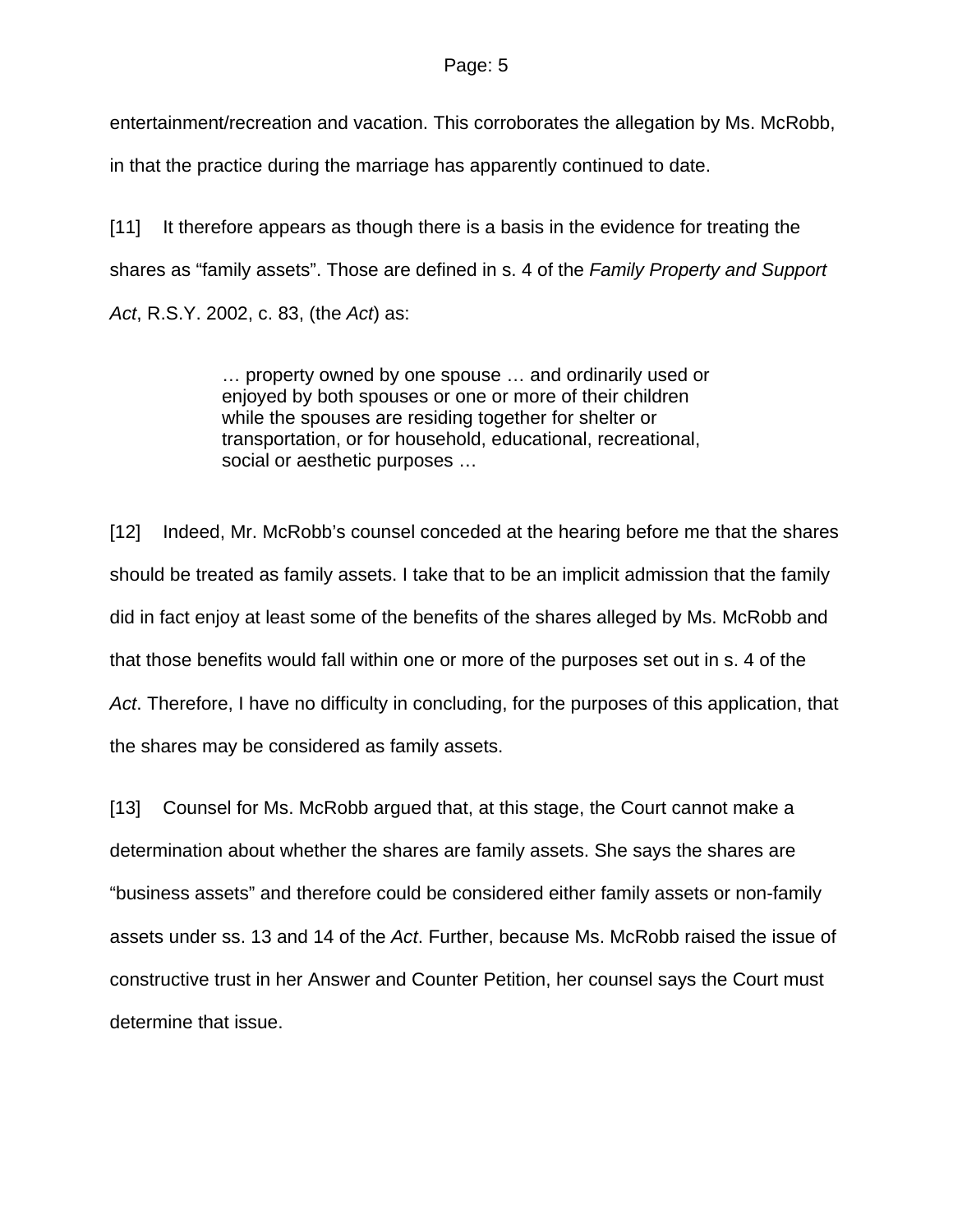entertainment/recreation and vacation. This corroborates the allegation by Ms. McRobb, in that the practice during the marriage has apparently continued to date.

[11] It therefore appears as though there is a basis in the evidence for treating the shares as "family assets". Those are defined in s. 4 of the *Family Property and Support Act*, R.S.Y. 2002, c. 83, (the *Act*) as:

> … property owned by one spouse … and ordinarily used or enjoyed by both spouses or one or more of their children while the spouses are residing together for shelter or transportation, or for household, educational, recreational, social or aesthetic purposes …

[12] Indeed, Mr. McRobb's counsel conceded at the hearing before me that the shares should be treated as family assets. I take that to be an implicit admission that the family did in fact enjoy at least some of the benefits of the shares alleged by Ms. McRobb and that those benefits would fall within one or more of the purposes set out in s. 4 of the *Act*. Therefore, I have no difficulty in concluding, for the purposes of this application, that the shares may be considered as family assets.

[13] Counsel for Ms. McRobb argued that, at this stage, the Court cannot make a determination about whether the shares are family assets. She says the shares are "business assets" and therefore could be considered either family assets or non-family assets under ss. 13 and 14 of the *Act*. Further, because Ms. McRobb raised the issue of constructive trust in her Answer and Counter Petition, her counsel says the Court must determine that issue.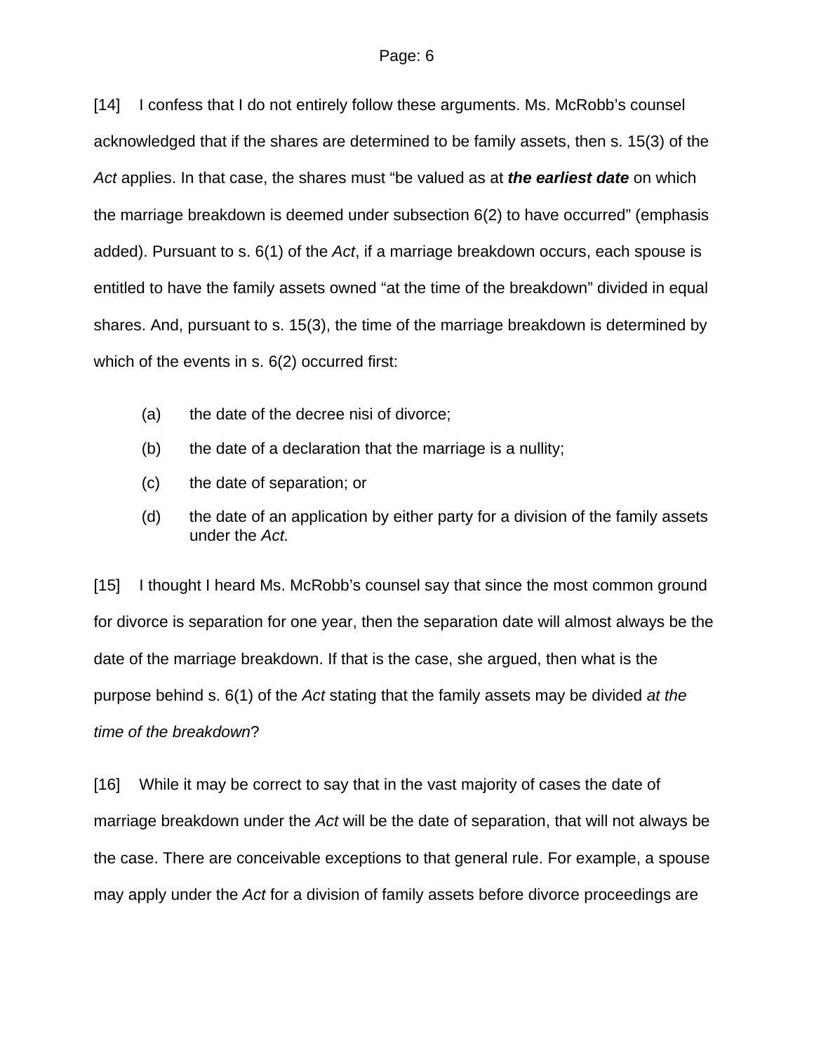[14] I confess that I do not entirely follow these arguments. Ms. McRobb's counsel acknowledged that if the shares are determined to be family assets, then s. 15(3) of the *Act* applies. In that case, the shares must "be valued as at ***the earliest date*** on which the marriage breakdown is deemed under subsection 6(2) to have occurred" (emphasis added). Pursuant to s. 6(1) of the *Act*, if a marriage breakdown occurs, each spouse is entitled to have the family assets owned "at the time of the breakdown" divided in equal shares. And, pursuant to s. 15(3), the time of the marriage breakdown is determined by which of the events in s. 6(2) occurred first:

(a) the date of the decree nisi of divorce;

(b) the date of a declaration that the marriage is a nullity;

(c) the date of separation; or

(d) the date of an application by either party for a division of the family assets under the *Act.*

[15] I thought I heard Ms. McRobb's counsel say that since the most common ground for divorce is separation for one year, then the separation date will almost always be the date of the marriage breakdown. If that is the case, she argued, then what is the purpose behind s. 6(1) of the *Act* stating that the family assets may be divided *at the time of the breakdown*?

[16] While it may be correct to say that in the vast majority of cases the date of marriage breakdown under the *Act* will be the date of separation, that will not always be the case. There are conceivable exceptions to that general rule. For example, a spouse may apply under the *Act* for a division of family assets before divorce proceedings are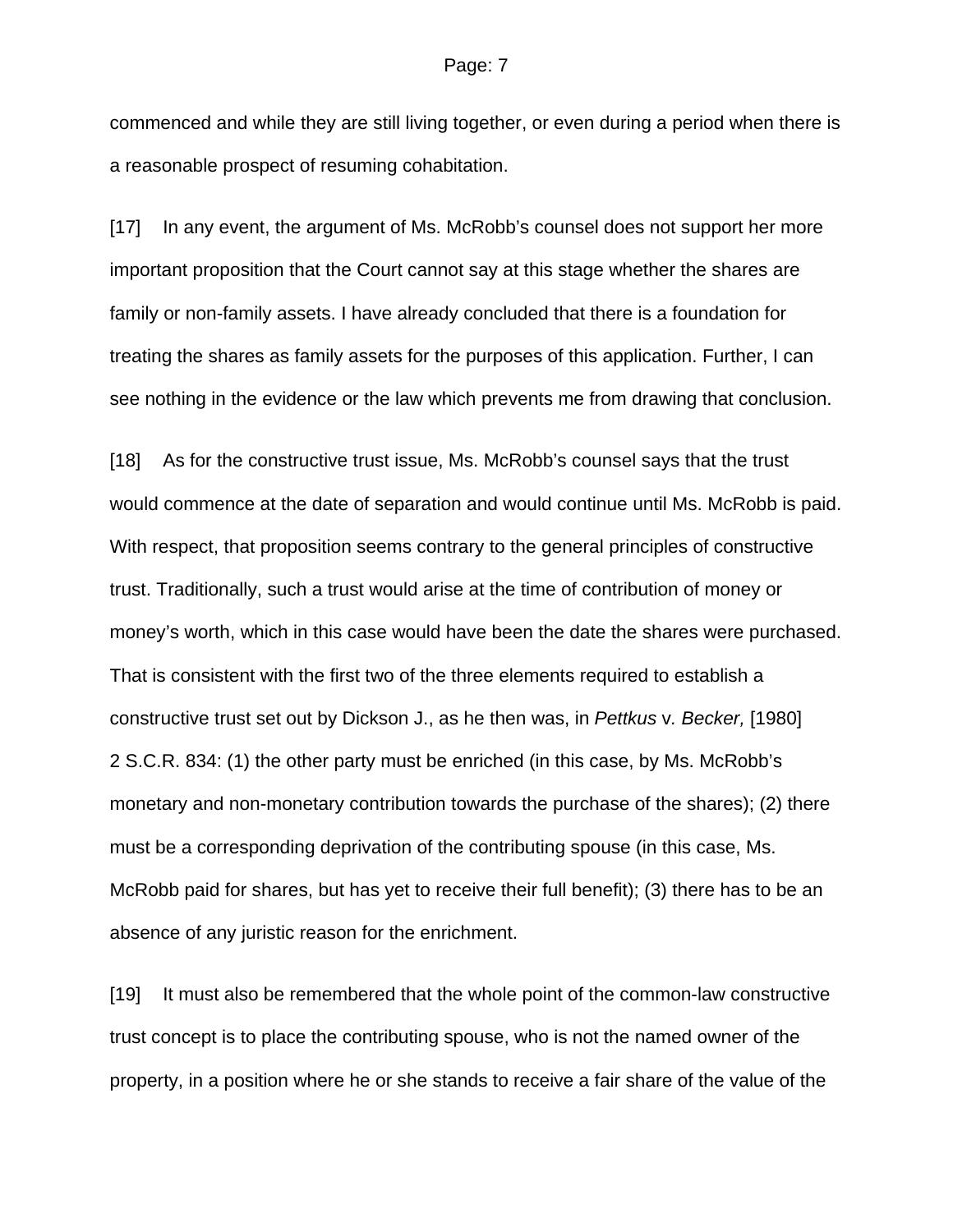commenced and while they are still living together, or even during a period when there is a reasonable prospect of resuming cohabitation.

[17] In any event, the argument of Ms. McRobb's counsel does not support her more important proposition that the Court cannot say at this stage whether the shares are family or non-family assets. I have already concluded that there is a foundation for treating the shares as family assets for the purposes of this application. Further, I can see nothing in the evidence or the law which prevents me from drawing that conclusion.

[18] As for the constructive trust issue, Ms. McRobb's counsel says that the trust would commence at the date of separation and would continue until Ms. McRobb is paid. With respect, that proposition seems contrary to the general principles of constructive trust. Traditionally, such a trust would arise at the time of contribution of money or money's worth, which in this case would have been the date the shares were purchased. That is consistent with the first two of the three elements required to establish a constructive trust set out by Dickson J., as he then was, in *Pettkus* v*. Becker,* [1980] 2 S.C.R. 834: (1) the other party must be enriched (in this case, by Ms. McRobb's monetary and non-monetary contribution towards the purchase of the shares); (2) there must be a corresponding deprivation of the contributing spouse (in this case, Ms. McRobb paid for shares, but has yet to receive their full benefit); (3) there has to be an absence of any juristic reason for the enrichment.

[19] It must also be remembered that the whole point of the common-law constructive trust concept is to place the contributing spouse, who is not the named owner of the property, in a position where he or she stands to receive a fair share of the value of the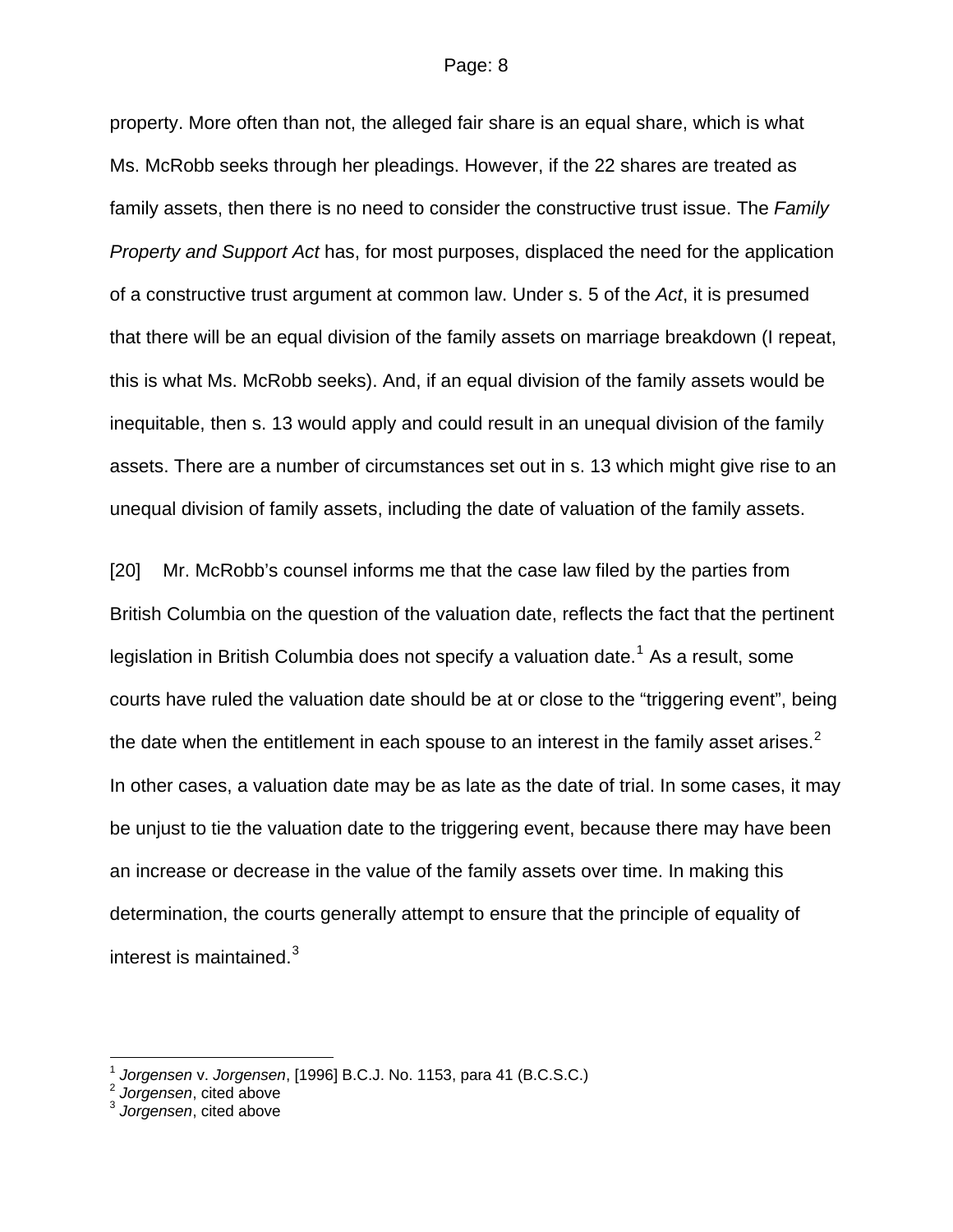property. More often than not, the alleged fair share is an equal share, which is what Ms. McRobb seeks through her pleadings. However, if the 22 shares are treated as family assets, then there is no need to consider the constructive trust issue. The *Family Property and Support Act* has, for most purposes, displaced the need for the application of a constructive trust argument at common law. Under s. 5 of the *Act*, it is presumed that there will be an equal division of the family assets on marriage breakdown (I repeat, this is what Ms. McRobb seeks). And, if an equal division of the family assets would be inequitable, then s. 13 would apply and could result in an unequal division of the family assets. There are a number of circumstances set out in s. 13 which might give rise to an unequal division of family assets, including the date of valuation of the family assets.

[20] Mr. McRobb's counsel informs me that the case law filed by the parties from British Columbia on the question of the valuation date, reflects the fact that the pertinent legislation in British Columbia does not specify a valuation date.[1] As a result, some courts have ruled the valuation date should be at or close to the "triggering event", being the date when the entitlement in each spouse to an interest in the family asset arises.[2] In other cases, a valuation date may be as late as the date of trial. In some cases, it may be unjust to tie the valuation date to the triggering event, because there may have been an increase or decrease in the value of the family assets over time. In making this determination, the courts generally attempt to ensure that the principle of equality of interest is maintained.[3]

---

[1] *Jorgensen* v. *Jorgensen*, [1996] B.C.J. No. 1153, para 41 (B.C.S.C.)
[2] *Jorgensen*, cited above
[3] *Jorgensen*, cited above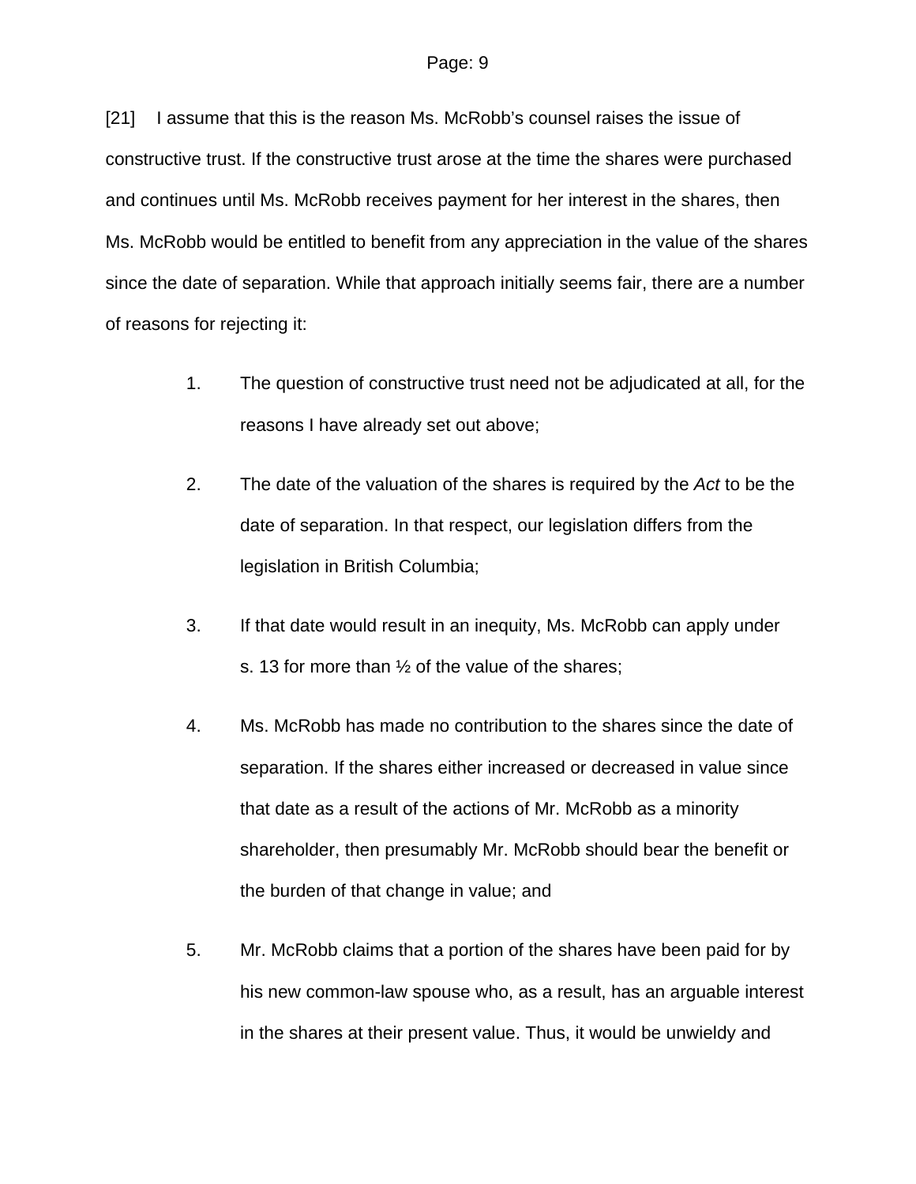[21] I assume that this is the reason Ms. McRobb's counsel raises the issue of constructive trust. If the constructive trust arose at the time the shares were purchased and continues until Ms. McRobb receives payment for her interest in the shares, then Ms. McRobb would be entitled to benefit from any appreciation in the value of the shares since the date of separation. While that approach initially seems fair, there are a number of reasons for rejecting it:

1. The question of constructive trust need not be adjudicated at all, for the reasons I have already set out above;

2. The date of the valuation of the shares is required by the *Act* to be the date of separation. In that respect, our legislation differs from the legislation in British Columbia;

3. If that date would result in an inequity, Ms. McRobb can apply under s. 13 for more than ½ of the value of the shares;

4. Ms. McRobb has made no contribution to the shares since the date of separation. If the shares either increased or decreased in value since that date as a result of the actions of Mr. McRobb as a minority shareholder, then presumably Mr. McRobb should bear the benefit or the burden of that change in value; and

5. Mr. McRobb claims that a portion of the shares have been paid for by his new common-law spouse who, as a result, has an arguable interest in the shares at their present value. Thus, it would be unwieldy and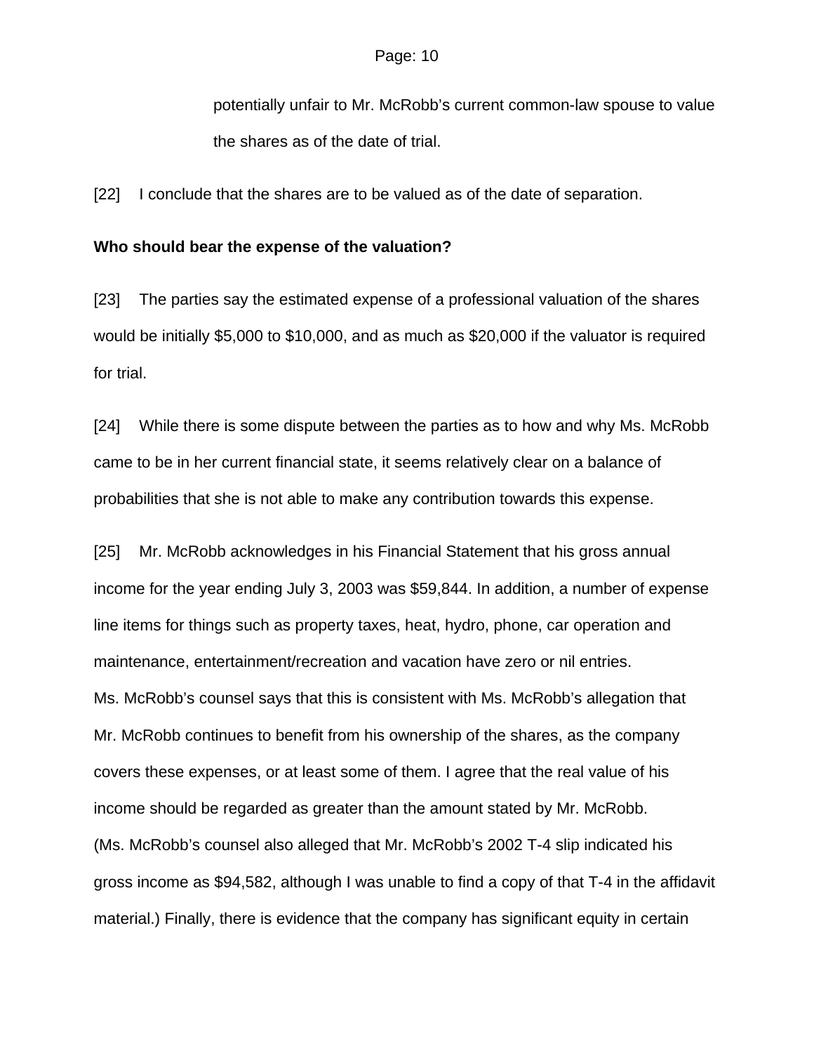potentially unfair to Mr. McRobb's current common-law spouse to value the shares as of the date of trial.

[22] I conclude that the shares are to be valued as of the date of separation.

**Who should bear the expense of the valuation?**

[23] The parties say the estimated expense of a professional valuation of the shares would be initially $5,000 to $10,000, and as much as $20,000 if the valuator is required for trial.

[24] While there is some dispute between the parties as to how and why Ms. McRobb came to be in her current financial state, it seems relatively clear on a balance of probabilities that she is not able to make any contribution towards this expense.

[25] Mr. McRobb acknowledges in his Financial Statement that his gross annual income for the year ending July 3, 2003 was $59,844. In addition, a number of expense line items for things such as property taxes, heat, hydro, phone, car operation and maintenance, entertainment/recreation and vacation have zero or nil entries. Ms. McRobb's counsel says that this is consistent with Ms. McRobb's allegation that Mr. McRobb continues to benefit from his ownership of the shares, as the company covers these expenses, or at least some of them. I agree that the real value of his income should be regarded as greater than the amount stated by Mr. McRobb. (Ms. McRobb's counsel also alleged that Mr. McRobb's 2002 T-4 slip indicated his gross income as $94,582, although I was unable to find a copy of that T-4 in the affidavit material.) Finally, there is evidence that the company has significant equity in certain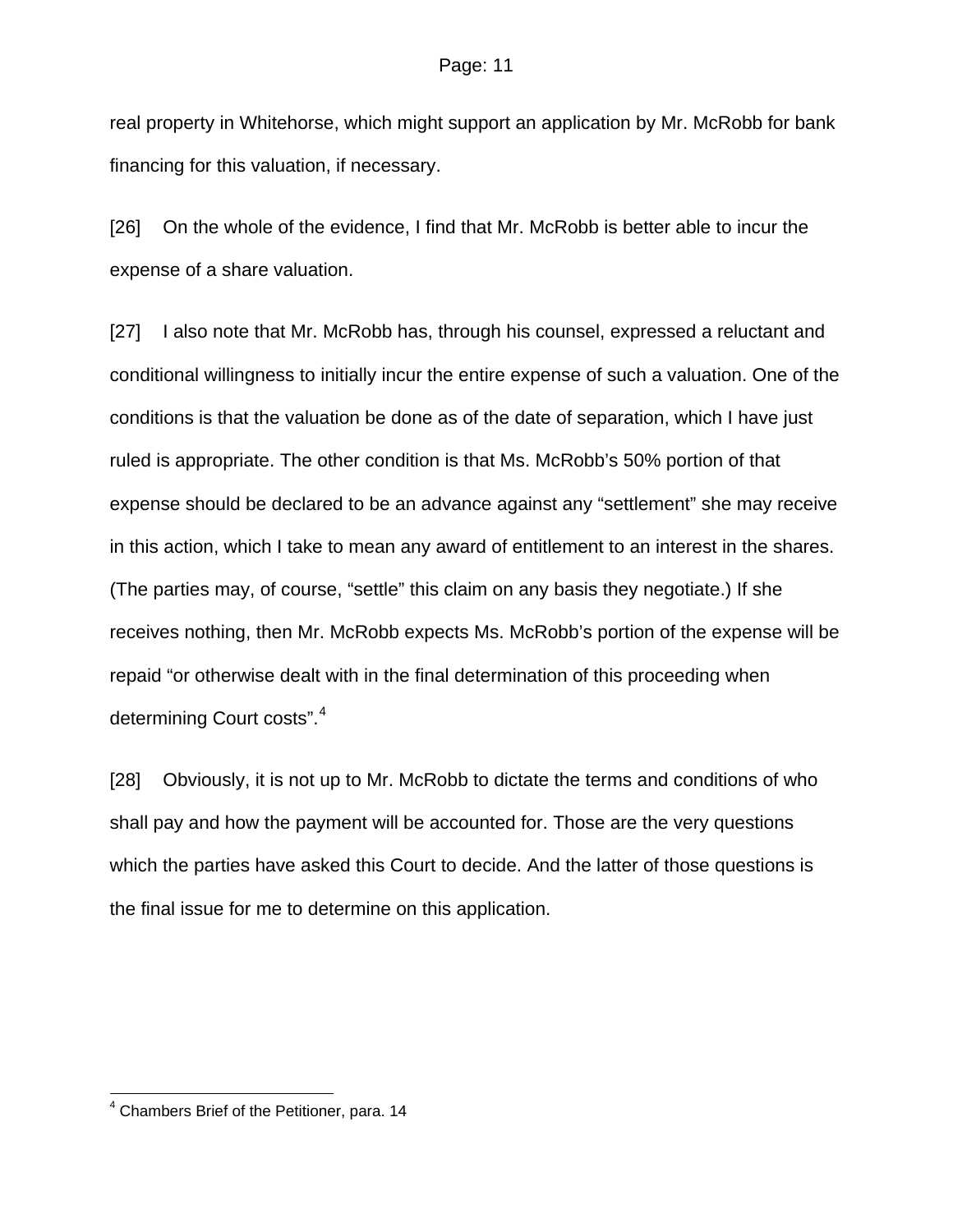real property in Whitehorse, which might support an application by Mr. McRobb for bank financing for this valuation, if necessary.

[26] On the whole of the evidence, I find that Mr. McRobb is better able to incur the expense of a share valuation.

[27] I also note that Mr. McRobb has, through his counsel, expressed a reluctant and conditional willingness to initially incur the entire expense of such a valuation. One of the conditions is that the valuation be done as of the date of separation, which I have just ruled is appropriate. The other condition is that Ms. McRobb's 50% portion of that expense should be declared to be an advance against any "settlement" she may receive in this action, which I take to mean any award of entitlement to an interest in the shares. (The parties may, of course, "settle" this claim on any basis they negotiate.) If she receives nothing, then Mr. McRobb expects Ms. McRobb's portion of the expense will be repaid "or otherwise dealt with in the final determination of this proceeding when determining Court costs".[4]

[28] Obviously, it is not up to Mr. McRobb to dictate the terms and conditions of who shall pay and how the payment will be accounted for. Those are the very questions which the parties have asked this Court to decide. And the latter of those questions is the final issue for me to determine on this application.

---

[4] Chambers Brief of the Petitioner, para. 14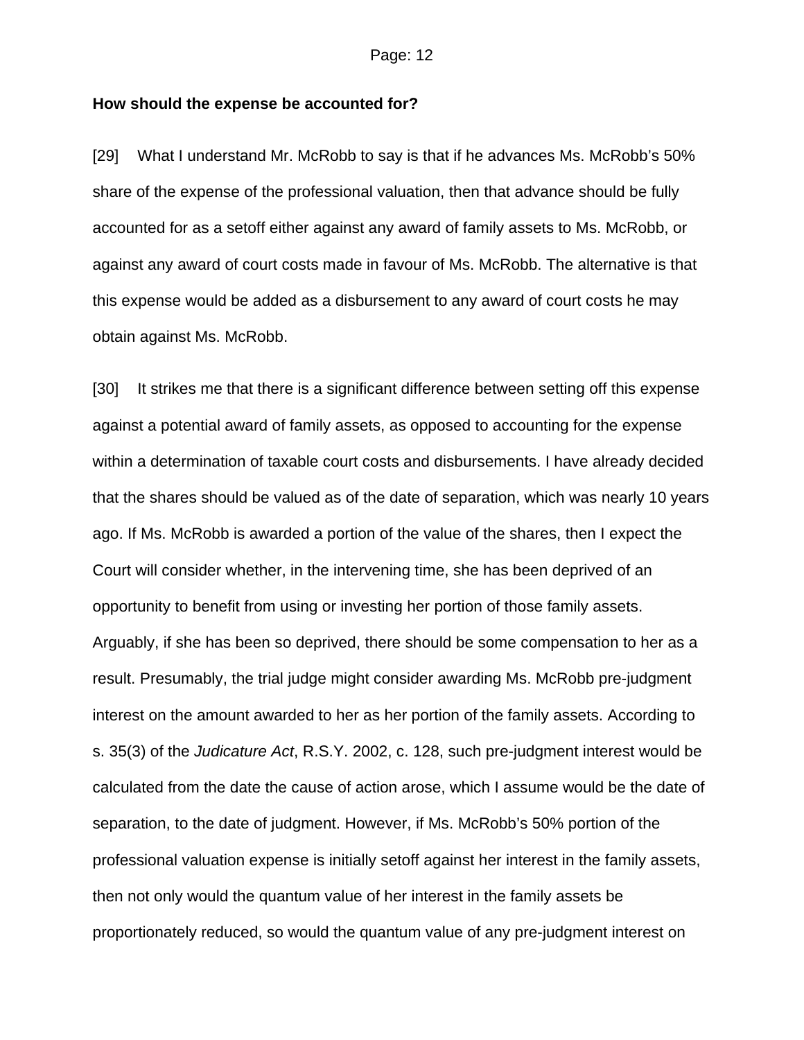**How should the expense be accounted for?**

[29] What I understand Mr. McRobb to say is that if he advances Ms. McRobb's 50% share of the expense of the professional valuation, then that advance should be fully accounted for as a setoff either against any award of family assets to Ms. McRobb, or against any award of court costs made in favour of Ms. McRobb. The alternative is that this expense would be added as a disbursement to any award of court costs he may obtain against Ms. McRobb.

[30] It strikes me that there is a significant difference between setting off this expense against a potential award of family assets, as opposed to accounting for the expense within a determination of taxable court costs and disbursements. I have already decided that the shares should be valued as of the date of separation, which was nearly 10 years ago. If Ms. McRobb is awarded a portion of the value of the shares, then I expect the Court will consider whether, in the intervening time, she has been deprived of an opportunity to benefit from using or investing her portion of those family assets. Arguably, if she has been so deprived, there should be some compensation to her as a result. Presumably, the trial judge might consider awarding Ms. McRobb pre-judgment interest on the amount awarded to her as her portion of the family assets. According to s. 35(3) of the *Judicature Act*, R.S.Y. 2002, c. 128, such pre-judgment interest would be calculated from the date the cause of action arose, which I assume would be the date of separation, to the date of judgment. However, if Ms. McRobb's 50% portion of the professional valuation expense is initially setoff against her interest in the family assets, then not only would the quantum value of her interest in the family assets be proportionately reduced, so would the quantum value of any pre-judgment interest on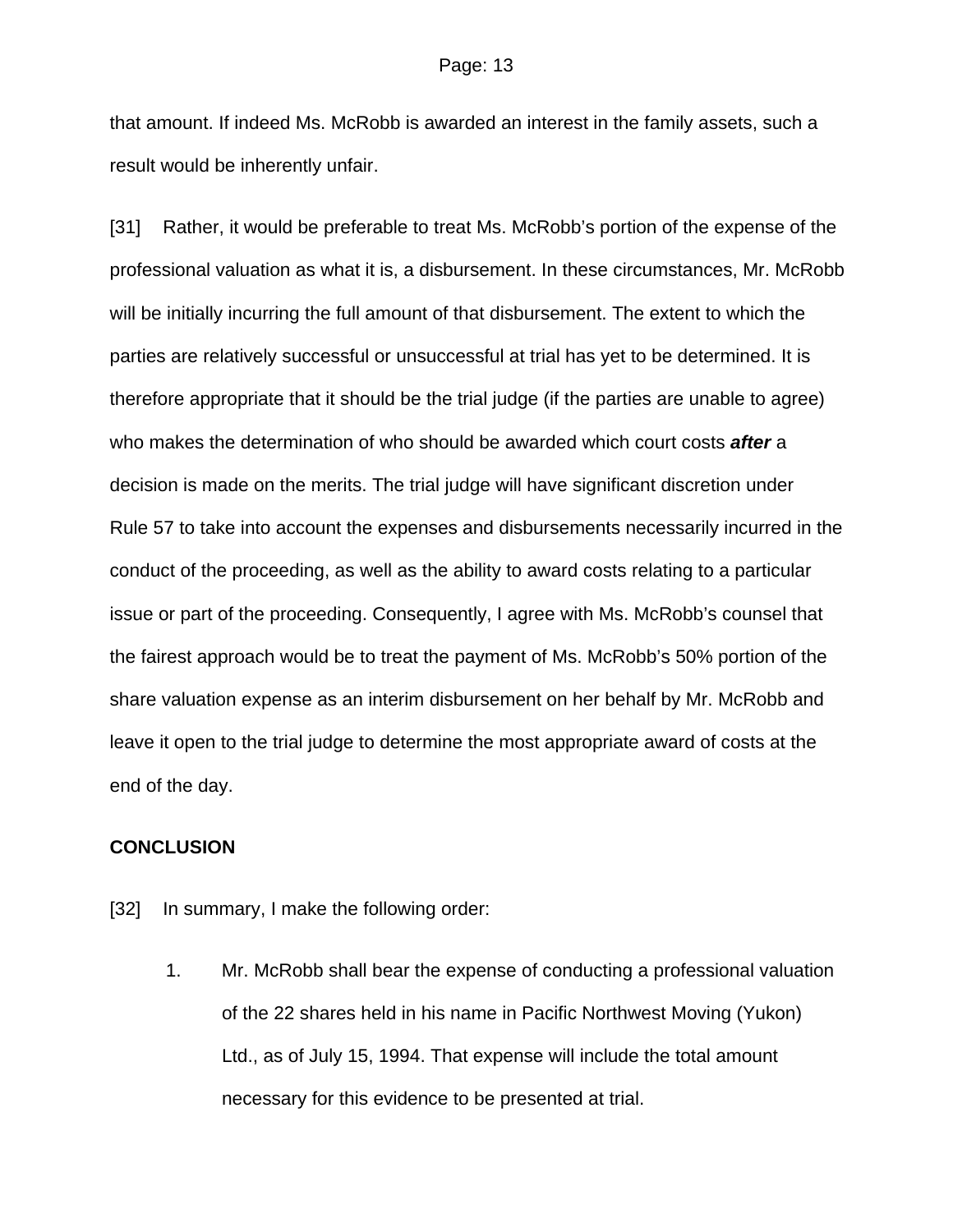that amount. If indeed Ms. McRobb is awarded an interest in the family assets, such a result would be inherently unfair.

[31] Rather, it would be preferable to treat Ms. McRobb's portion of the expense of the professional valuation as what it is, a disbursement. In these circumstances, Mr. McRobb will be initially incurring the full amount of that disbursement. The extent to which the parties are relatively successful or unsuccessful at trial has yet to be determined. It is therefore appropriate that it should be the trial judge (if the parties are unable to agree) who makes the determination of who should be awarded which court costs ***after*** a decision is made on the merits. The trial judge will have significant discretion under Rule 57 to take into account the expenses and disbursements necessarily incurred in the conduct of the proceeding, as well as the ability to award costs relating to a particular issue or part of the proceeding. Consequently, I agree with Ms. McRobb's counsel that the fairest approach would be to treat the payment of Ms. McRobb's 50% portion of the share valuation expense as an interim disbursement on her behalf by Mr. McRobb and leave it open to the trial judge to determine the most appropriate award of costs at the end of the day.

**CONCLUSION**

[32] In summary, I make the following order:

1. Mr. McRobb shall bear the expense of conducting a professional valuation of the 22 shares held in his name in Pacific Northwest Moving (Yukon) Ltd., as of July 15, 1994. That expense will include the total amount necessary for this evidence to be presented at trial.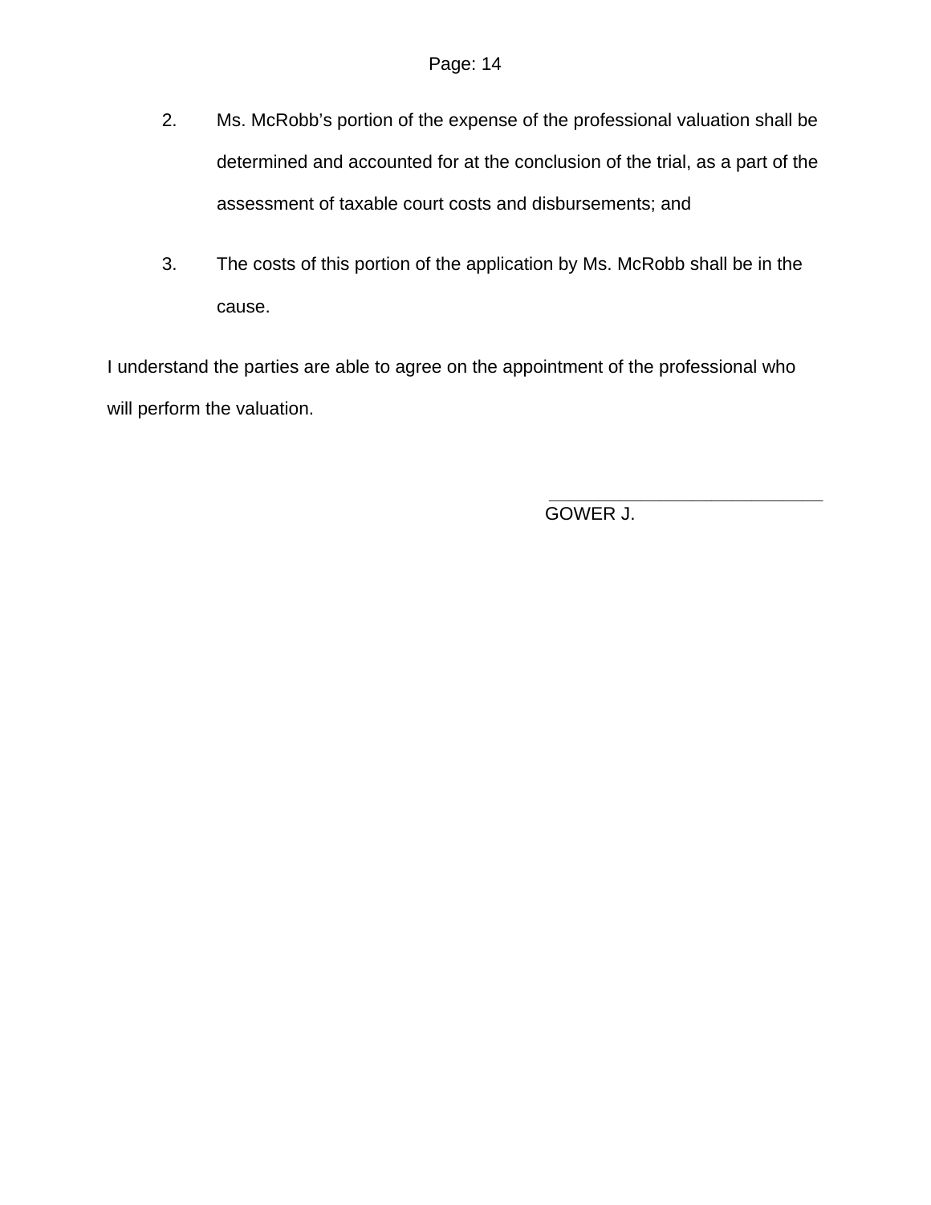2. Ms. McRobb's portion of the expense of the professional valuation shall be determined and accounted for at the conclusion of the trial, as a part of the assessment of taxable court costs and disbursements; and

3. The costs of this portion of the application by Ms. McRobb shall be in the cause.

I understand the parties are able to agree on the appointment of the professional who will perform the valuation.

\_\_\_\_\_\_\_\_\_\_\_\_\_\_\_\_\_\_\_\_\_\_\_\_\_\_\_\_\_\_

GOWER J.